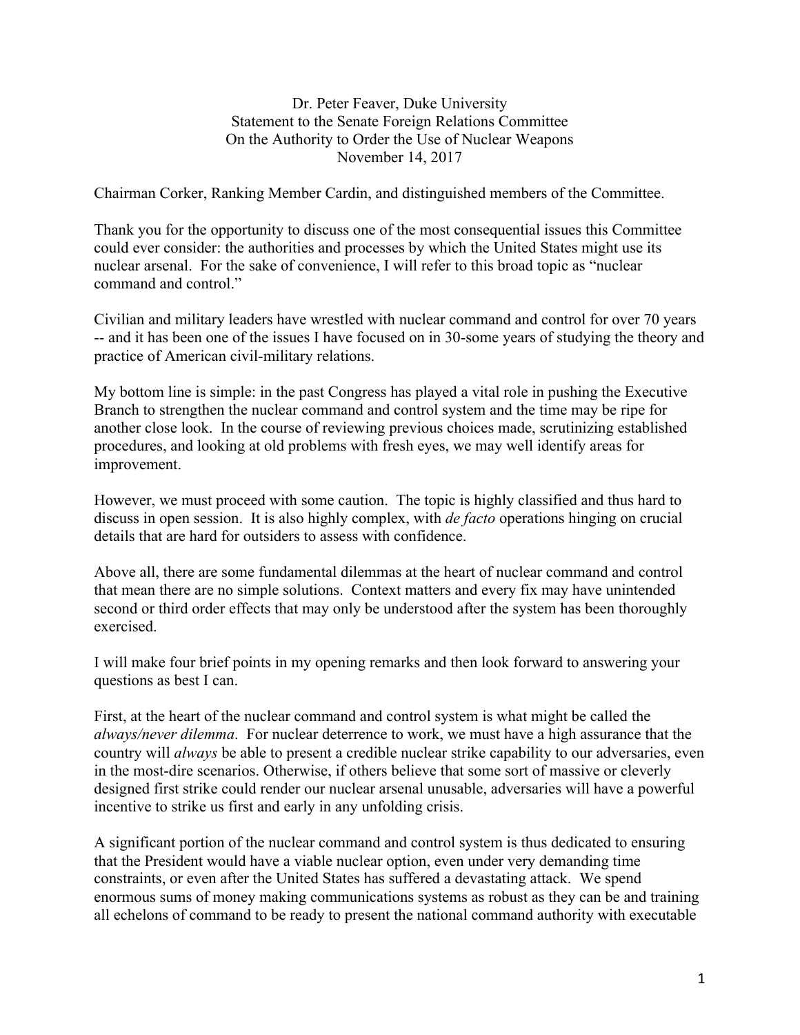Dr. Peter Feaver, Duke University
Statement to the Senate Foreign Relations Committee
On the Authority to Order the Use of Nuclear Weapons
November 14, 2017

Chairman Corker, Ranking Member Cardin, and distinguished members of the Committee.

Thank you for the opportunity to discuss one of the most consequential issues this Committee could ever consider: the authorities and processes by which the United States might use its nuclear arsenal. For the sake of convenience, I will refer to this broad topic as "nuclear command and control."

Civilian and military leaders have wrestled with nuclear command and control for over 70 years -- and it has been one of the issues I have focused on in 30-some years of studying the theory and practice of American civil-military relations.

My bottom line is simple: in the past Congress has played a vital role in pushing the Executive Branch to strengthen the nuclear command and control system and the time may be ripe for another close look. In the course of reviewing previous choices made, scrutinizing established procedures, and looking at old problems with fresh eyes, we may well identify areas for improvement.

However, we must proceed with some caution. The topic is highly classified and thus hard to discuss in open session. It is also highly complex, with *de facto* operations hinging on crucial details that are hard for outsiders to assess with confidence.

Above all, there are some fundamental dilemmas at the heart of nuclear command and control that mean there are no simple solutions. Context matters and every fix may have unintended second or third order effects that may only be understood after the system has been thoroughly exercised.

I will make four brief points in my opening remarks and then look forward to answering your questions as best I can.

First, at the heart of the nuclear command and control system is what might be called the *always/never dilemma*. For nuclear deterrence to work, we must have a high assurance that the country will *always* be able to present a credible nuclear strike capability to our adversaries, even in the most-dire scenarios. Otherwise, if others believe that some sort of massive or cleverly designed first strike could render our nuclear arsenal unusable, adversaries will have a powerful incentive to strike us first and early in any unfolding crisis.

A significant portion of the nuclear command and control system is thus dedicated to ensuring that the President would have a viable nuclear option, even under very demanding time constraints, or even after the United States has suffered a devastating attack. We spend enormous sums of money making communications systems as robust as they can be and training all echelons of command to be ready to present the national command authority with executable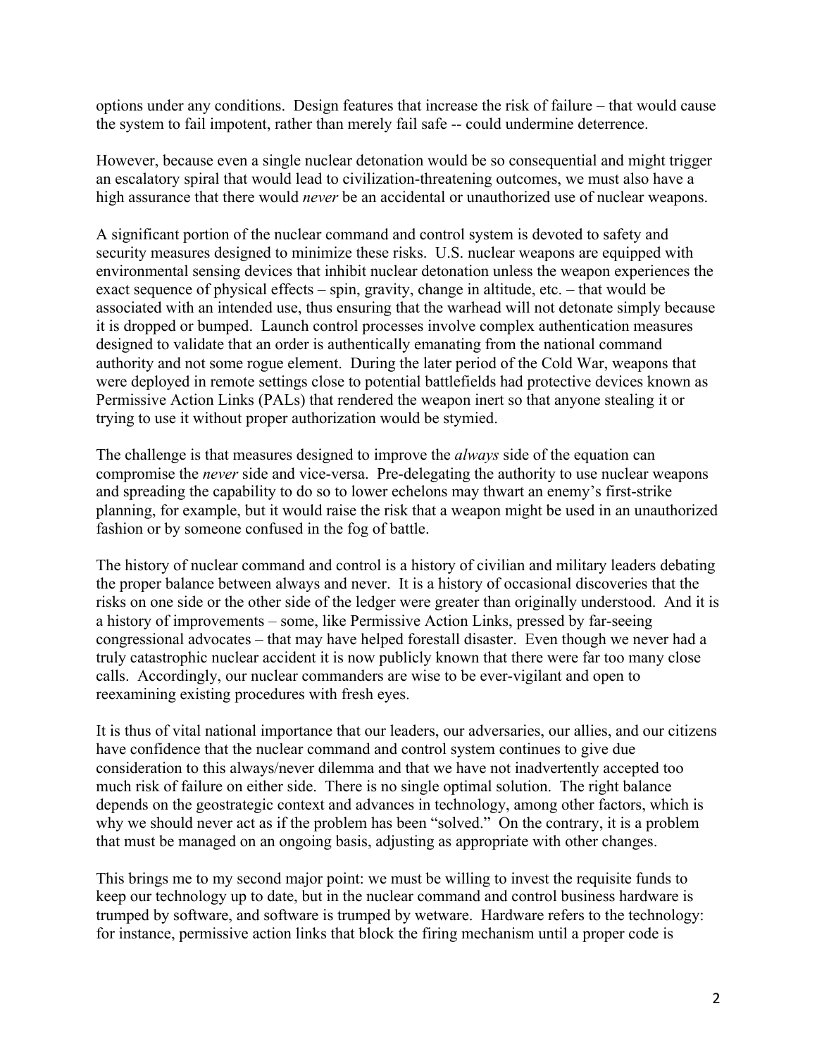options under any conditions. Design features that increase the risk of failure – that would cause the system to fail impotent, rather than merely fail safe -- could undermine deterrence.

However, because even a single nuclear detonation would be so consequential and might trigger an escalatory spiral that would lead to civilization-threatening outcomes, we must also have a high assurance that there would *never* be an accidental or unauthorized use of nuclear weapons.

A significant portion of the nuclear command and control system is devoted to safety and security measures designed to minimize these risks. U.S. nuclear weapons are equipped with environmental sensing devices that inhibit nuclear detonation unless the weapon experiences the exact sequence of physical effects – spin, gravity, change in altitude, etc. – that would be associated with an intended use, thus ensuring that the warhead will not detonate simply because it is dropped or bumped. Launch control processes involve complex authentication measures designed to validate that an order is authentically emanating from the national command authority and not some rogue element. During the later period of the Cold War, weapons that were deployed in remote settings close to potential battlefields had protective devices known as Permissive Action Links (PALs) that rendered the weapon inert so that anyone stealing it or trying to use it without proper authorization would be stymied.

The challenge is that measures designed to improve the *always* side of the equation can compromise the *never* side and vice-versa. Pre-delegating the authority to use nuclear weapons and spreading the capability to do so to lower echelons may thwart an enemy's first-strike planning, for example, but it would raise the risk that a weapon might be used in an unauthorized fashion or by someone confused in the fog of battle.

The history of nuclear command and control is a history of civilian and military leaders debating the proper balance between always and never. It is a history of occasional discoveries that the risks on one side or the other side of the ledger were greater than originally understood. And it is a history of improvements – some, like Permissive Action Links, pressed by far-seeing congressional advocates – that may have helped forestall disaster. Even though we never had a truly catastrophic nuclear accident it is now publicly known that there were far too many close calls. Accordingly, our nuclear commanders are wise to be ever-vigilant and open to reexamining existing procedures with fresh eyes.

It is thus of vital national importance that our leaders, our adversaries, our allies, and our citizens have confidence that the nuclear command and control system continues to give due consideration to this always/never dilemma and that we have not inadvertently accepted too much risk of failure on either side. There is no single optimal solution. The right balance depends on the geostrategic context and advances in technology, among other factors, which is why we should never act as if the problem has been "solved." On the contrary, it is a problem that must be managed on an ongoing basis, adjusting as appropriate with other changes.

This brings me to my second major point: we must be willing to invest the requisite funds to keep our technology up to date, but in the nuclear command and control business hardware is trumped by software, and software is trumped by wetware. Hardware refers to the technology: for instance, permissive action links that block the firing mechanism until a proper code is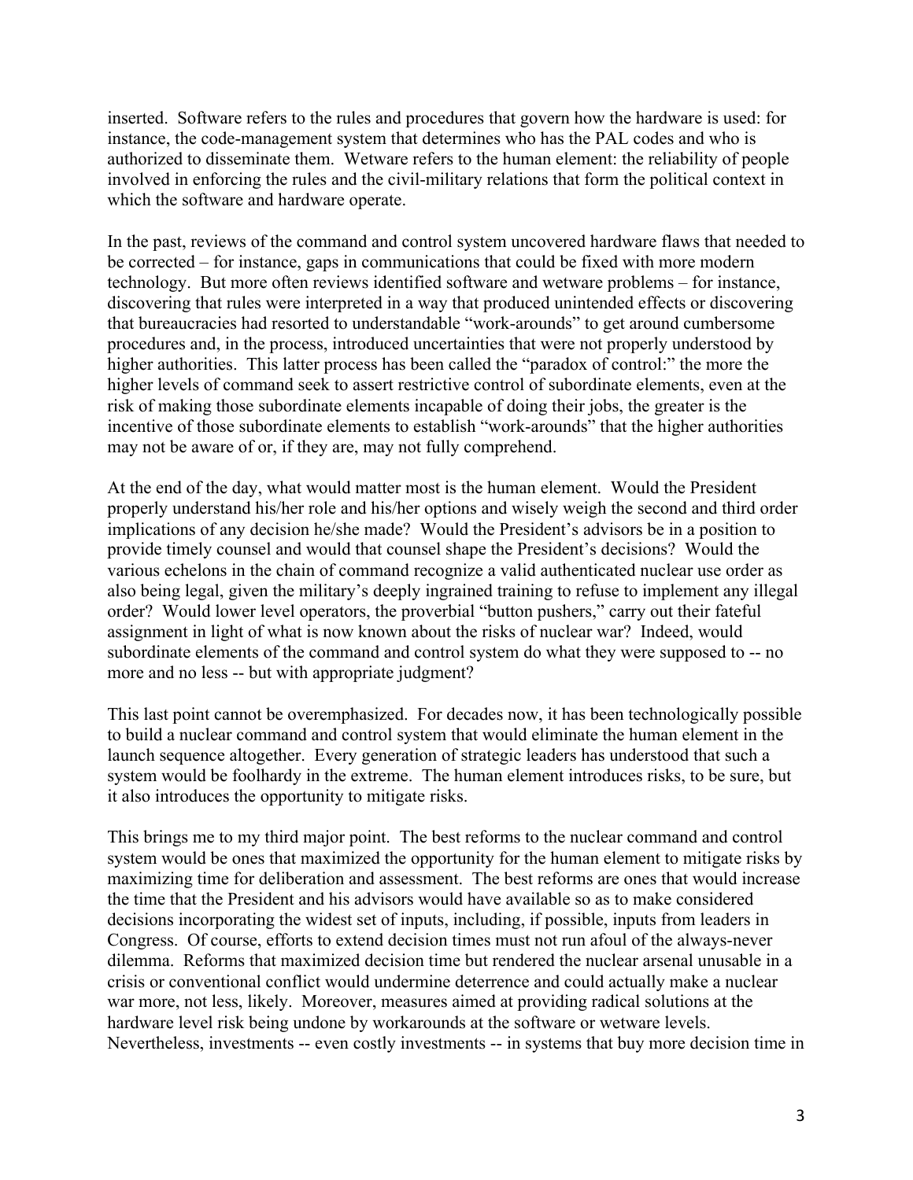inserted. Software refers to the rules and procedures that govern how the hardware is used: for instance, the code-management system that determines who has the PAL codes and who is authorized to disseminate them. Wetware refers to the human element: the reliability of people involved in enforcing the rules and the civil-military relations that form the political context in which the software and hardware operate.

In the past, reviews of the command and control system uncovered hardware flaws that needed to be corrected – for instance, gaps in communications that could be fixed with more modern technology. But more often reviews identified software and wetware problems – for instance, discovering that rules were interpreted in a way that produced unintended effects or discovering that bureaucracies had resorted to understandable "work-arounds" to get around cumbersome procedures and, in the process, introduced uncertainties that were not properly understood by higher authorities. This latter process has been called the "paradox of control:" the more the higher levels of command seek to assert restrictive control of subordinate elements, even at the risk of making those subordinate elements incapable of doing their jobs, the greater is the incentive of those subordinate elements to establish "work-arounds" that the higher authorities may not be aware of or, if they are, may not fully comprehend.

At the end of the day, what would matter most is the human element. Would the President properly understand his/her role and his/her options and wisely weigh the second and third order implications of any decision he/she made? Would the President's advisors be in a position to provide timely counsel and would that counsel shape the President's decisions? Would the various echelons in the chain of command recognize a valid authenticated nuclear use order as also being legal, given the military's deeply ingrained training to refuse to implement any illegal order? Would lower level operators, the proverbial "button pushers," carry out their fateful assignment in light of what is now known about the risks of nuclear war? Indeed, would subordinate elements of the command and control system do what they were supposed to -- no more and no less -- but with appropriate judgment?

This last point cannot be overemphasized. For decades now, it has been technologically possible to build a nuclear command and control system that would eliminate the human element in the launch sequence altogether. Every generation of strategic leaders has understood that such a system would be foolhardy in the extreme. The human element introduces risks, to be sure, but it also introduces the opportunity to mitigate risks.

This brings me to my third major point. The best reforms to the nuclear command and control system would be ones that maximized the opportunity for the human element to mitigate risks by maximizing time for deliberation and assessment. The best reforms are ones that would increase the time that the President and his advisors would have available so as to make considered decisions incorporating the widest set of inputs, including, if possible, inputs from leaders in Congress. Of course, efforts to extend decision times must not run afoul of the always-never dilemma. Reforms that maximized decision time but rendered the nuclear arsenal unusable in a crisis or conventional conflict would undermine deterrence and could actually make a nuclear war more, not less, likely. Moreover, measures aimed at providing radical solutions at the hardware level risk being undone by workarounds at the software or wetware levels. Nevertheless, investments -- even costly investments -- in systems that buy more decision time in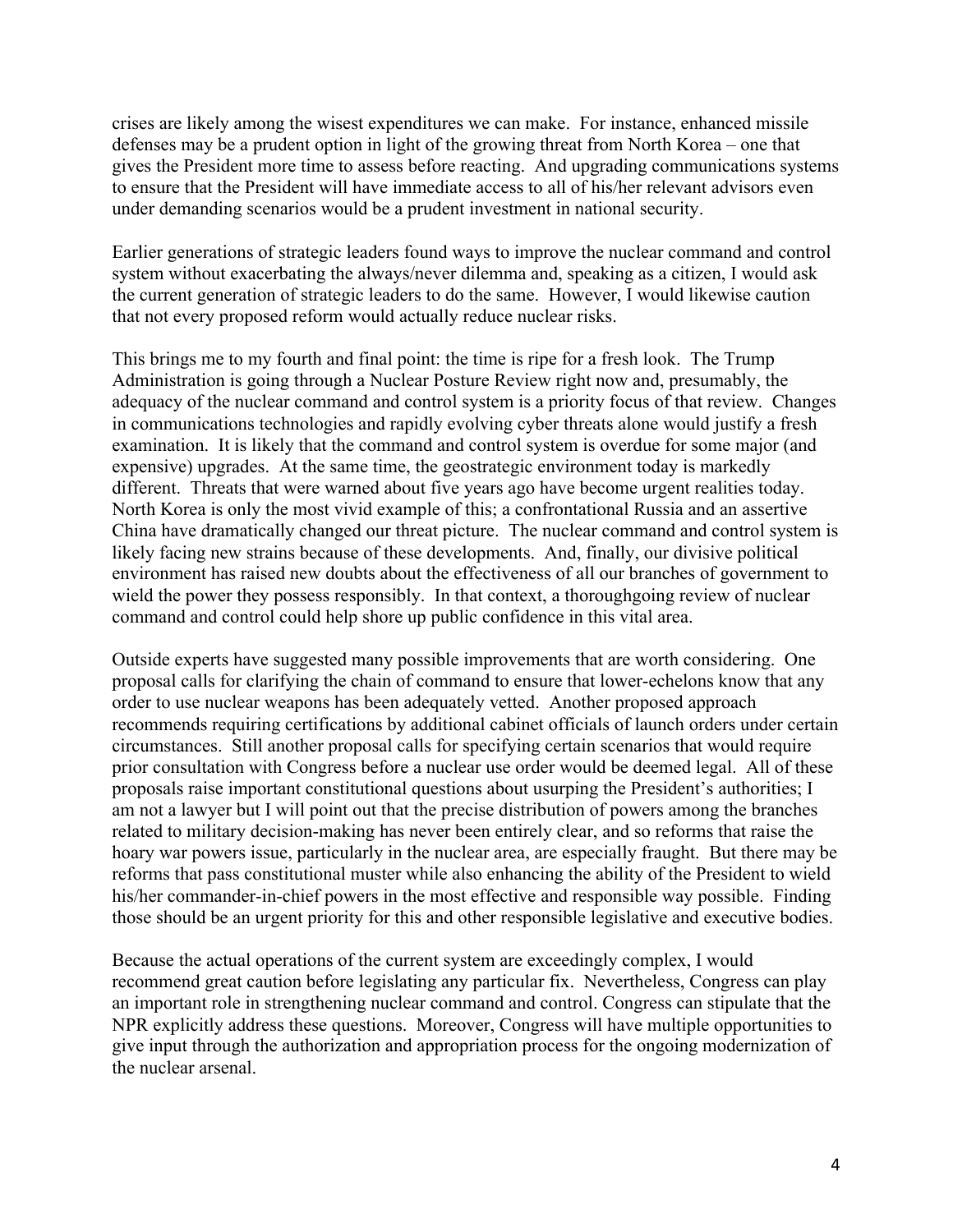crises are likely among the wisest expenditures we can make. For instance, enhanced missile defenses may be a prudent option in light of the growing threat from North Korea – one that gives the President more time to assess before reacting. And upgrading communications systems to ensure that the President will have immediate access to all of his/her relevant advisors even under demanding scenarios would be a prudent investment in national security.

Earlier generations of strategic leaders found ways to improve the nuclear command and control system without exacerbating the always/never dilemma and, speaking as a citizen, I would ask the current generation of strategic leaders to do the same. However, I would likewise caution that not every proposed reform would actually reduce nuclear risks.

This brings me to my fourth and final point: the time is ripe for a fresh look. The Trump Administration is going through a Nuclear Posture Review right now and, presumably, the adequacy of the nuclear command and control system is a priority focus of that review. Changes in communications technologies and rapidly evolving cyber threats alone would justify a fresh examination. It is likely that the command and control system is overdue for some major (and expensive) upgrades. At the same time, the geostrategic environment today is markedly different. Threats that were warned about five years ago have become urgent realities today. North Korea is only the most vivid example of this; a confrontational Russia and an assertive China have dramatically changed our threat picture. The nuclear command and control system is likely facing new strains because of these developments. And, finally, our divisive political environment has raised new doubts about the effectiveness of all our branches of government to wield the power they possess responsibly. In that context, a thoroughgoing review of nuclear command and control could help shore up public confidence in this vital area.

Outside experts have suggested many possible improvements that are worth considering. One proposal calls for clarifying the chain of command to ensure that lower-echelons know that any order to use nuclear weapons has been adequately vetted. Another proposed approach recommends requiring certifications by additional cabinet officials of launch orders under certain circumstances. Still another proposal calls for specifying certain scenarios that would require prior consultation with Congress before a nuclear use order would be deemed legal. All of these proposals raise important constitutional questions about usurping the President's authorities; I am not a lawyer but I will point out that the precise distribution of powers among the branches related to military decision-making has never been entirely clear, and so reforms that raise the hoary war powers issue, particularly in the nuclear area, are especially fraught. But there may be reforms that pass constitutional muster while also enhancing the ability of the President to wield his/her commander-in-chief powers in the most effective and responsible way possible. Finding those should be an urgent priority for this and other responsible legislative and executive bodies.

Because the actual operations of the current system are exceedingly complex, I would recommend great caution before legislating any particular fix. Nevertheless, Congress can play an important role in strengthening nuclear command and control. Congress can stipulate that the NPR explicitly address these questions. Moreover, Congress will have multiple opportunities to give input through the authorization and appropriation process for the ongoing modernization of the nuclear arsenal.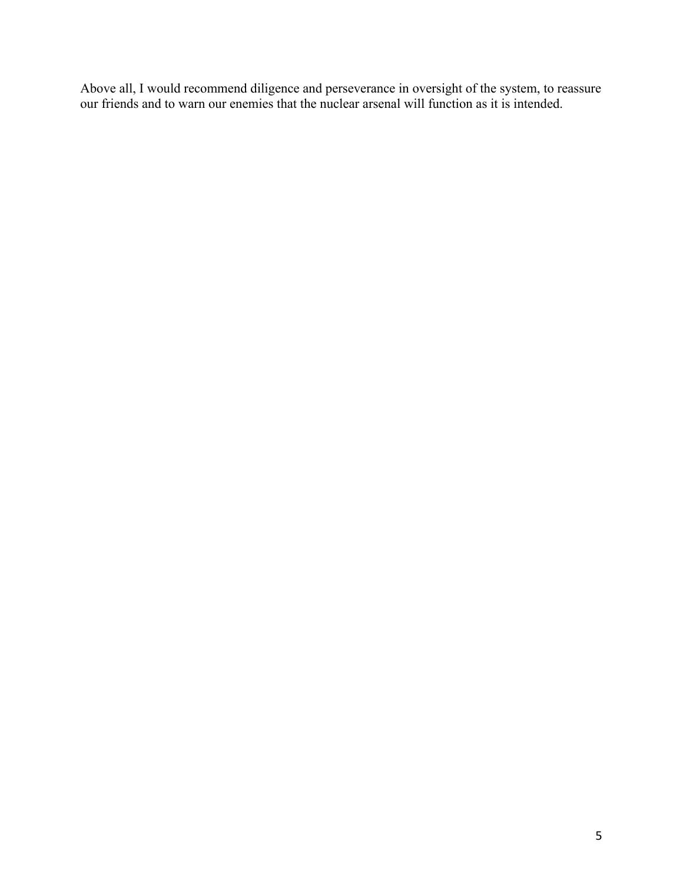Above all, I would recommend diligence and perseverance in oversight of the system, to reassure our friends and to warn our enemies that the nuclear arsenal will function as it is intended.